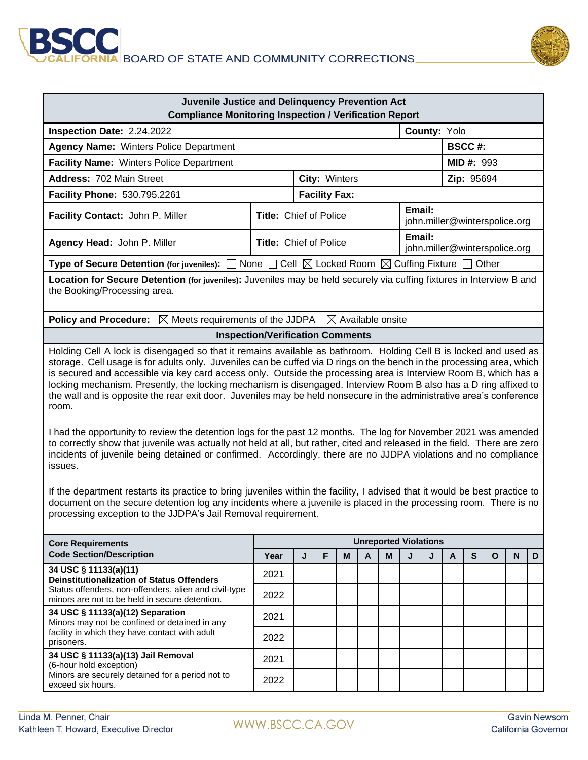BSCC CALIFORNIA | BOARD OF STATE AND COMMUNITY CORRECTIONS

**Juvenile Justice and Delinquency Prevention Act**
**Compliance Monitoring Inspection / Verification Report**

| | | |
|---|---|---|
| **Inspection Date:** 2.24.2022 | | **County:** Yolo |
| **Agency Name:** Winters Police Department | | **BSCC #:** |
| **Facility Name:** Winters Police Department | | **MID #:** 993 |
| **Address:** 702 Main Street | **City:** Winters | **Zip:** 95694 |
| **Facility Phone:** 530.795.2261 | **Facility Fax:** | |
| **Facility Contact:** John P. Miller | **Title:** Chief of Police | **Email:** john.miller@winterspolice.org |
| **Agency Head:** John P. Miller | **Title:** Chief of Police | **Email:** john.miller@winterspolice.org |

**Type of Secure Detention (for juveniles):** ☐ None ☐ Cell ☒ Locked Room ☒ Cuffing Fixture ☐ Other _____

**Location for Secure Detention (for juveniles):** Juveniles may be held securely via cuffing fixtures in Interview B and the Booking/Processing area.

**Policy and Procedure:** ☒ Meets requirements of the JJDPA ☒ Available onsite

**Inspection/Verification Comments**

Holding Cell A lock is disengaged so that it remains available as bathroom. Holding Cell B is locked and used as storage. Cell usage is for adults only. Juveniles can be cuffed via D rings on the bench in the processing area, which is secured and accessible via key card access only. Outside the processing area is Interview Room B, which has a locking mechanism. Presently, the locking mechanism is disengaged. Interview Room B also has a D ring affixed to the wall and is opposite the rear exit door. Juveniles may be held nonsecure in the administrative area's conference room.

I had the opportunity to review the detention logs for the past 12 months. The log for November 2021 was amended to correctly show that juvenile was actually not held at all, but rather, cited and released in the field. There are zero incidents of juvenile being detained or confirmed. Accordingly, there are no JJDPA violations and no compliance issues.

If the department restarts its practice to bring juveniles within the facility, I advised that it would be best practice to document on the secure detention log any incidents where a juvenile is placed in the processing room. There is no processing exception to the JJDPA's Jail Removal requirement.

| Core Requirements Code Section/Description | Unreported Violations | | | | | | | | | | | | |
|---|---|---|---|---|---|---|---|---|---|---|---|---|---|
| | Year | J | F | M | A | M | J | J | A | S | O | N | D |
| **34 USC § 11133(a)(11) Deinstitutionalization of Status Offenders** Status offenders, non-offenders, alien and civil-type minors are not to be held in secure detention. | 2021 | | | | | | | | | | | | |
| | 2022 | | | | | | | | | | | | |
| **34 USC § 11133(a)(12) Separation** Minors may not be confined or detained in any facility in which they have contact with adult prisoners. | 2021 | | | | | | | | | | | | |
| | 2022 | | | | | | | | | | | | |
| **34 USC § 11133(a)(13) Jail Removal** (6-hour hold exception) Minors are securely detained for a period not to exceed six hours. | 2021 | | | | | | | | | | | | |
| | 2022 | | | | | | | | | | | | |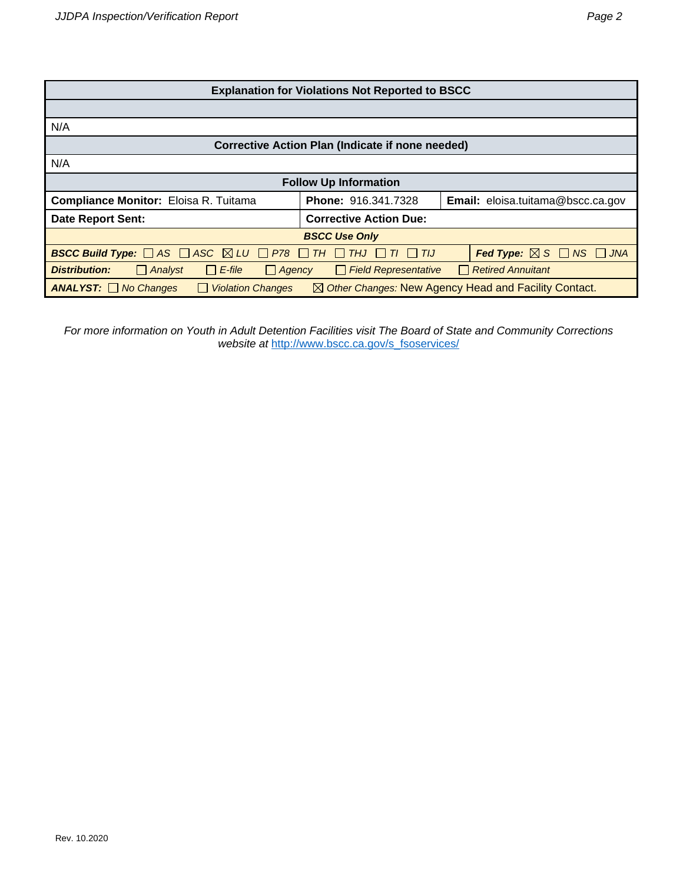| Explanation for Violations Not Reported to BSCC | | |
|---|---|---|
| | | |
| N/A | | |
| **Corrective Action Plan (Indicate if none needed)** | | |
| N/A | | |
| **Follow Up Information** | | |
| **Compliance Monitor:** Eloisa R. Tuitama | **Phone:** 916.341.7328 | **Email:** eloisa.tuitama@bscc.ca.gov |
| **Date Report Sent:** | **Corrective Action Due:** | |
| ***BSCC Use Only*** | | |
| ***BSCC Build Type:*** ☐ *AS* ☐ *ASC* ☒ *LU* ☐ *P78* ☐ *TH* ☐ *THJ* ☐ *TI* ☐ *TIJ* | | ***Fed Type:*** ☒ *S* ☐ *NS* ☐ *JNA* |
| ***Distribution:*** ☐ *Analyst* ☐ *E-file* ☐ *Agency* ☐ *Field Representative* ☐ *Retired Annuitant* | | |
| ***ANALYST:*** ☐ *No Changes* ☐ *Violation Changes* ☒ *Other Changes:* New Agency Head and Facility Contact. | | |

*For more information on Youth in Adult Detention Facilities visit The Board of State and Community Corrections website at* http://www.bscc.ca.gov/s_fsoservices/

Rev. 10.2020